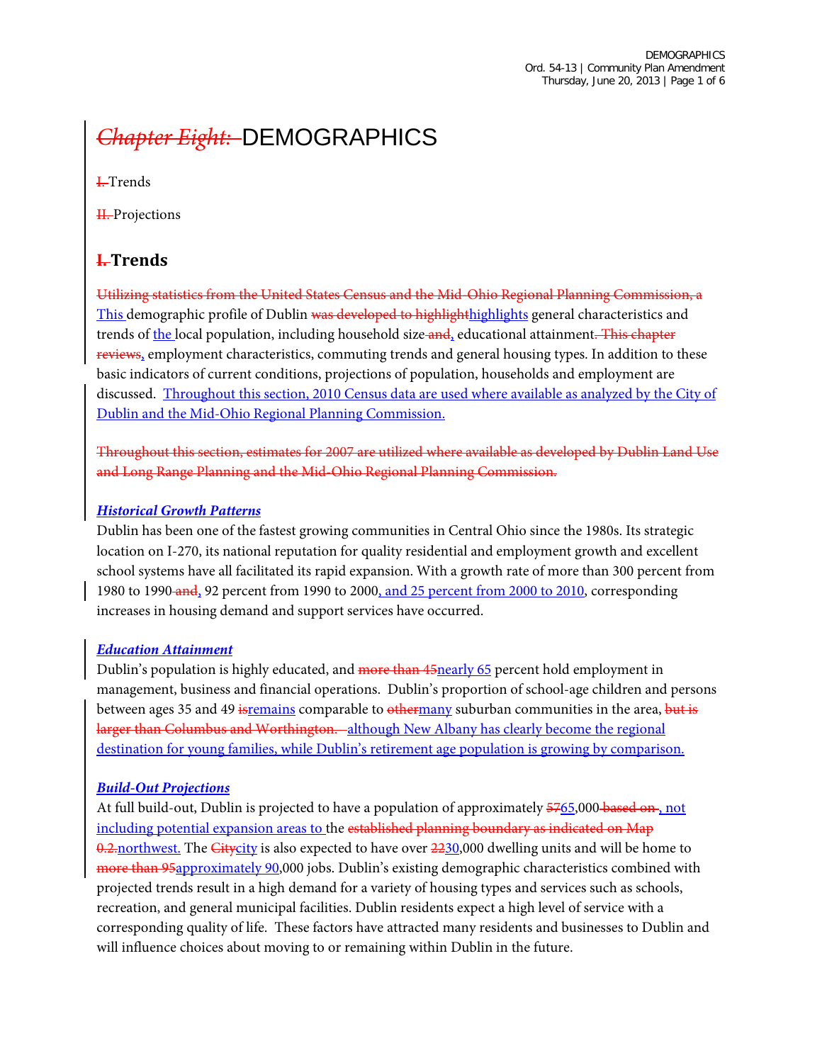# ~~Chapter Eight:~~ DEMOGRAPHICS

~~I.~~ Trends

~~II.~~ Projections

## ~~I.~~ Trends

~~Utilizing statistics from the United States Census and the Mid-Ohio Regional Planning Commission, a~~ This demographic profile of Dublin ~~was developed to highlight~~highlights general characteristics and trends of the local population, including household size ~~and~~, educational attainment~~. This chapter reviews~~, employment characteristics, commuting trends and general housing types. In addition to these basic indicators of current conditions, projections of population, households and employment are discussed. Throughout this section, 2010 Census data are used where available as analyzed by the City of Dublin and the Mid-Ohio Regional Planning Commission.

~~Throughout this section, estimates for 2007 are utilized where available as developed by Dublin Land Use and Long Range Planning and the Mid-Ohio Regional Planning Commission.~~

### *Historical Growth Patterns*

Dublin has been one of the fastest growing communities in Central Ohio since the 1980s. Its strategic location on I-270, its national reputation for quality residential and employment growth and excellent school systems have all facilitated its rapid expansion. With a growth rate of more than 300 percent from 1980 to 1990 ~~and~~, 92 percent from 1990 to 2000, and 25 percent from 2000 to 2010, corresponding increases in housing demand and support services have occurred.

### *Education Attainment*

Dublin's population is highly educated, and ~~more than 45~~nearly 65 percent hold employment in management, business and financial operations. Dublin's proportion of school-age children and persons between ages 35 and 49 ~~is~~remains comparable to ~~other~~many suburban communities in the area, ~~but is larger than Columbus and Worthington.~~ although New Albany has clearly become the regional destination for young families, while Dublin's retirement age population is growing by comparison.

### *Build-Out Projections*

At full build-out, Dublin is projected to have a population of approximately ~~57~~65,000 ~~based on~~, not including potential expansion areas to the ~~established planning boundary as indicated on Map 0.2.~~northwest. The ~~City~~city is also expected to have over ~~22~~30,000 dwelling units and will be home to ~~more than 95~~approximately 90,000 jobs. Dublin's existing demographic characteristics combined with projected trends result in a high demand for a variety of housing types and services such as schools, recreation, and general municipal facilities. Dublin residents expect a high level of service with a corresponding quality of life. These factors have attracted many residents and businesses to Dublin and will influence choices about moving to or remaining within Dublin in the future.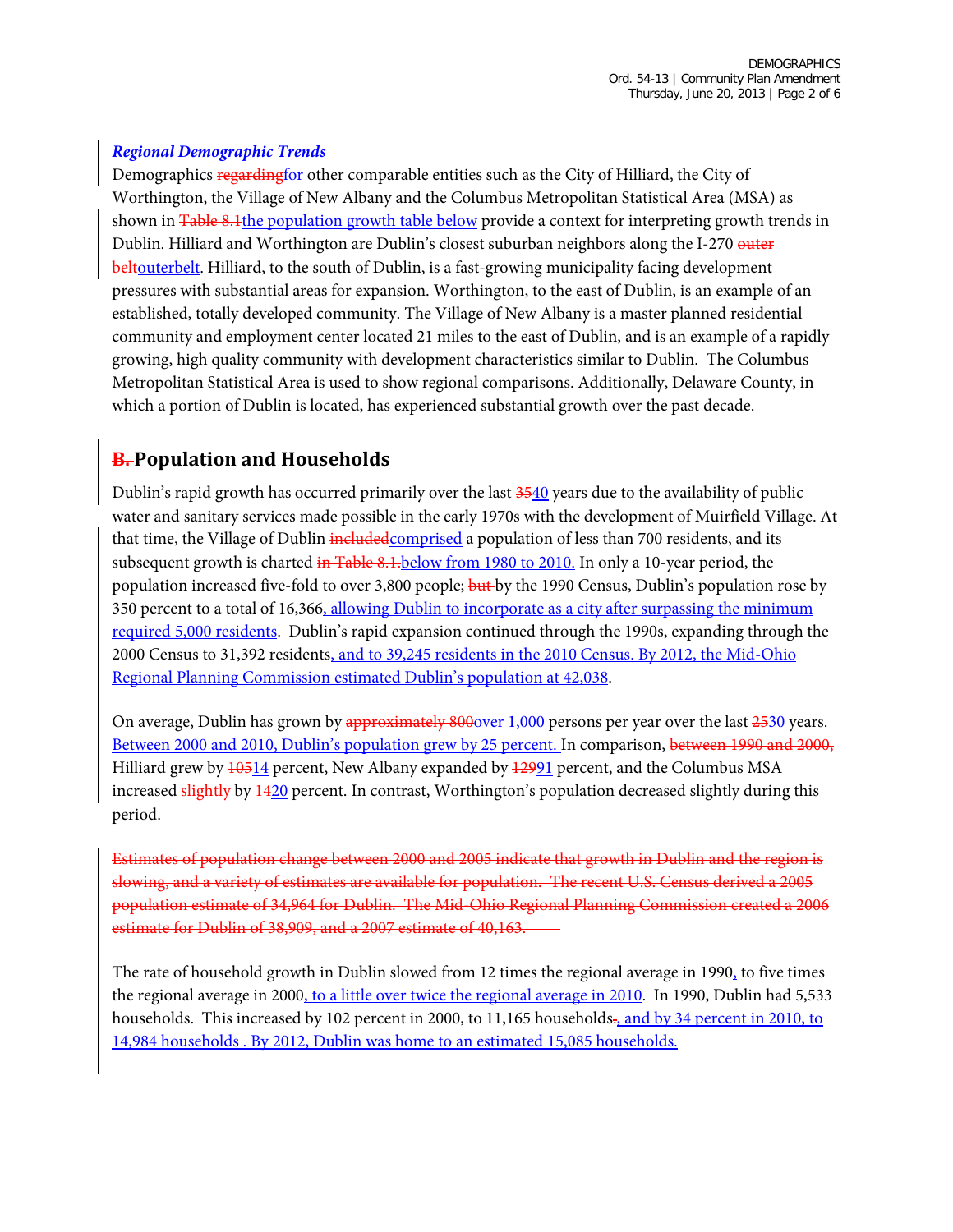***Regional Demographic Trends***

Demographics ~~regarding~~for other comparable entities such as the City of Hilliard, the City of Worthington, the Village of New Albany and the Columbus Metropolitan Statistical Area (MSA) as shown in ~~Table 8.1~~the population growth table below provide a context for interpreting growth trends in Dublin. Hilliard and Worthington are Dublin's closest suburban neighbors along the I-270 ~~outer belt~~outerbelt. Hilliard, to the south of Dublin, is a fast-growing municipality facing development pressures with substantial areas for expansion. Worthington, to the east of Dublin, is an example of an established, totally developed community. The Village of New Albany is a master planned residential community and employment center located 21 miles to the east of Dublin, and is an example of a rapidly growing, high quality community with development characteristics similar to Dublin. The Columbus Metropolitan Statistical Area is used to show regional comparisons. Additionally, Delaware County, in which a portion of Dublin is located, has experienced substantial growth over the past decade.

## ~~B.~~ Population and Households

Dublin's rapid growth has occurred primarily over the last ~~35~~40 years due to the availability of public water and sanitary services made possible in the early 1970s with the development of Muirfield Village. At that time, the Village of Dublin ~~included~~comprised a population of less than 700 residents, and its subsequent growth is charted ~~in Table 8.1.~~below from 1980 to 2010. In only a 10-year period, the population increased five-fold to over 3,800 people; ~~but~~ by the 1990 Census, Dublin's population rose by 350 percent to a total of 16,366, allowing Dublin to incorporate as a city after surpassing the minimum required 5,000 residents. Dublin's rapid expansion continued through the 1990s, expanding through the 2000 Census to 31,392 residents, and to 39,245 residents in the 2010 Census. By 2012, the Mid-Ohio Regional Planning Commission estimated Dublin's population at 42,038.

On average, Dublin has grown by ~~approximately 800~~over 1,000 persons per year over the last ~~25~~30 years. Between 2000 and 2010, Dublin's population grew by 25 percent. In comparison, ~~between 1990 and 2000,~~ Hilliard grew by ~~105~~14 percent, New Albany expanded by ~~129~~91 percent, and the Columbus MSA increased ~~slightly~~ by ~~14~~20 percent. In contrast, Worthington's population decreased slightly during this period.

~~Estimates of population change between 2000 and 2005 indicate that growth in Dublin and the region is slowing, and a variety of estimates are available for population. The recent U.S. Census derived a 2005 population estimate of 34,964 for Dublin. The Mid-Ohio Regional Planning Commission created a 2006 estimate for Dublin of 38,909, and a 2007 estimate of 40,163.~~

The rate of household growth in Dublin slowed from 12 times the regional average in 1990, to five times the regional average in 2000, to a little over twice the regional average in 2010. In 1990, Dublin had 5,533 households. This increased by 102 percent in 2000, to 11,165 households~~.~~, and by 34 percent in 2010, to 14,984 households . By 2012, Dublin was home to an estimated 15,085 households.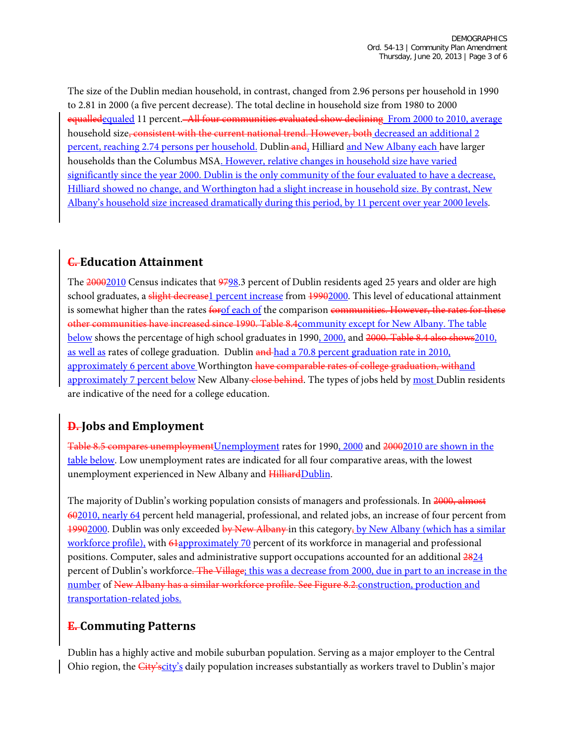The size of the Dublin median household, in contrast, changed from 2.96 persons per household in 1990 to 2.81 in 2000 (a five percent decrease). The total decline in household size from 1980 to 2000 ~~equalled~~equaled 11 percent.~~ All four communities evaluated show declining~~ From 2000 to 2010, average household size~~, consistent with the current national trend. However, both~~ decreased an additional 2 percent, reaching 2.74 persons per household. Dublin~~ and~~, Hilliard and New Albany each have larger households than the Columbus MSA. However, relative changes in household size have varied significantly since the year 2000. Dublin is the only community of the four evaluated to have a decrease, Hilliard showed no change, and Worthington had a slight increase in household size. By contrast, New Albany's household size increased dramatically during this period, by 11 percent over year 2000 levels.

## ~~C.~~ Education Attainment

The ~~2000~~2010 Census indicates that ~~97~~98.3 percent of Dublin residents aged 25 years and older are high school graduates, a ~~slight decrease~~1 percent increase from ~~1990~~2000. This level of educational attainment is somewhat higher than the rates ~~for~~of each of the comparison ~~communities. However, the rates for these other communities have increased since 1990. Table 8.4~~community except for New Albany. The table below shows the percentage of high school graduates in 1990, 2000, and ~~2000. Table 8.4 also shows~~2010, as well as rates of college graduation. Dublin ~~and~~ had a 70.8 percent graduation rate in 2010, approximately 6 percent above Worthington ~~have comparable rates of college graduation, with~~and approximately 7 percent below New Albany~~ close behind~~. The types of jobs held by most Dublin residents are indicative of the need for a college education.

## ~~D.~~ Jobs and Employment

~~Table 8.5 compares unemployment~~Unemployment rates for 1990, 2000 and ~~2000~~2010 are shown in the table below. Low unemployment rates are indicated for all four comparative areas, with the lowest unemployment experienced in New Albany and ~~Hilliard~~Dublin.

The majority of Dublin's working population consists of managers and professionals. In ~~2000, almost 60~~2010, nearly 64 percent held managerial, professional, and related jobs, an increase of four percent from ~~1990~~2000. Dublin was only exceeded ~~by New Albany~~ in this category~~,~~, by New Albany (which has a similar workforce profile), with ~~61~~approximately 70 percent of its workforce in managerial and professional positions. Computer, sales and administrative support occupations accounted for an additional ~~28~~24 percent of Dublin's workforce~~. The Village~~; this was a decrease from 2000, due in part to an increase in the number of ~~New Albany has a similar workforce profile. See Figure 8.2.~~construction, production and transportation-related jobs.

## ~~E.~~ Commuting Patterns

Dublin has a highly active and mobile suburban population. Serving as a major employer to the Central Ohio region, the ~~City's~~city's daily population increases substantially as workers travel to Dublin's major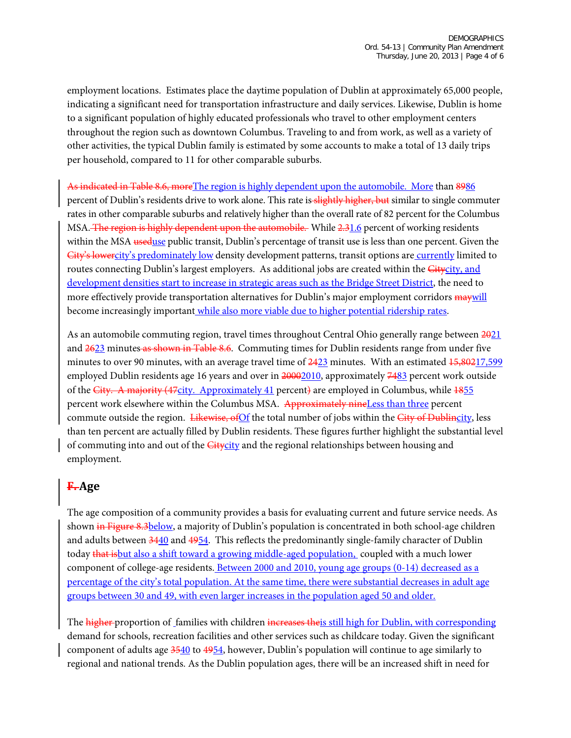employment locations. Estimates place the daytime population of Dublin at approximately 65,000 people, indicating a significant need for transportation infrastructure and daily services. Likewise, Dublin is home to a significant population of highly educated professionals who travel to other employment centers throughout the region such as downtown Columbus. Traveling to and from work, as well as a variety of other activities, the typical Dublin family is estimated by some accounts to make a total of 13 daily trips per household, compared to 11 for other comparable suburbs.

~~As indicated in Table 8.6, more~~The region is highly dependent upon the automobile. More than ~~89~~86 percent of Dublin's residents drive to work alone. This rate is ~~slightly higher, but~~ similar to single commuter rates in other comparable suburbs and relatively higher than the overall rate of 82 percent for the Columbus MSA. ~~The region is highly dependent upon the automobile.~~ While ~~2.3~~1.6 percent of working residents within the MSA ~~used~~use public transit, Dublin's percentage of transit use is less than one percent. Given the ~~City's lower~~city's predominately low density development patterns, transit options are currently limited to routes connecting Dublin's largest employers. As additional jobs are created within the ~~City~~city, and development densities start to increase in strategic areas such as the Bridge Street District, the need to more effectively provide transportation alternatives for Dublin's major employment corridors ~~may~~will become increasingly important while also more viable due to higher potential ridership rates.

As an automobile commuting region, travel times throughout Central Ohio generally range between ~~20~~21 and ~~26~~23 minutes ~~as shown in Table 8.6~~. Commuting times for Dublin residents range from under five minutes to over 90 minutes, with an average travel time of ~~24~~23 minutes. With an estimated ~~15,802~~17,599 employed Dublin residents age 16 years and over in ~~2000~~2010, approximately ~~74~~83 percent work outside of the ~~City. A majority (47~~city. Approximately 41 percent~~)~~ are employed in Columbus, while ~~18~~55 percent work elsewhere within the Columbus MSA. ~~Approximately nine~~Less than three percent commute outside the region. ~~Likewise, of~~Of the total number of jobs within the ~~City of Dublin~~city, less than ten percent are actually filled by Dublin residents. These figures further highlight the substantial level of commuting into and out of the ~~City~~city and the regional relationships between housing and employment.

## ~~F.~~ Age

The age composition of a community provides a basis for evaluating current and future service needs. As shown ~~in Figure 8.3~~below, a majority of Dublin's population is concentrated in both school-age children and adults between ~~34~~40 and ~~49~~54. This reflects the predominantly single-family character of Dublin today ~~that is~~but also a shift toward a growing middle-aged population, coupled with a much lower component of college-age residents. Between 2000 and 2010, young age groups (0-14) decreased as a percentage of the city's total population. At the same time, there were substantial decreases in adult age groups between 30 and 49, with even larger increases in the population aged 50 and older.

The ~~higher~~ proportion of families with children ~~increases the~~is still high for Dublin, with corresponding demand for schools, recreation facilities and other services such as childcare today. Given the significant component of adults age ~~35~~40 to ~~49~~54, however, Dublin's population will continue to age similarly to regional and national trends. As the Dublin population ages, there will be an increased shift in need for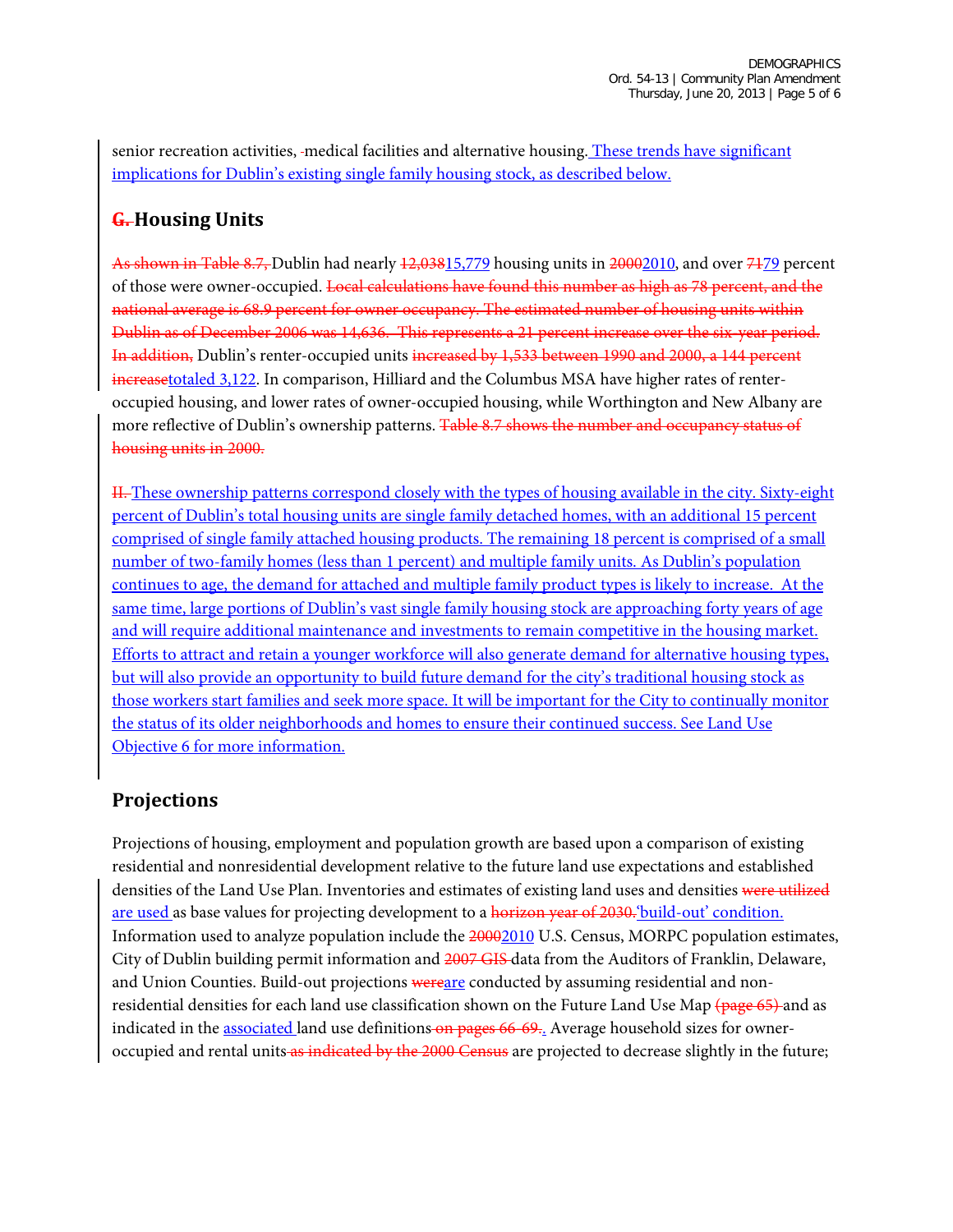senior recreation activities, -medical facilities and alternative housing. These trends have significant implications for Dublin's existing single family housing stock, as described below.

## ~~G.~~ Housing Units

~~As shown in Table 8.7,~~ Dublin had nearly ~~12,038~~15,779 housing units in ~~2000~~2010, and over ~~71~~79 percent of those were owner-occupied. ~~Local calculations have found this number as high as 78 percent, and the national average is 68.9 percent for owner occupancy. The estimated number of housing units within Dublin as of December 2006 was 14,636. This represents a 21 percent increase over the six-year period. In addition,~~ Dublin's renter-occupied units ~~increased by 1,533 between 1990 and 2000, a 144 percent increase~~totaled 3,122. In comparison, Hilliard and the Columbus MSA have higher rates of renter-occupied housing, and lower rates of owner-occupied housing, while Worthington and New Albany are more reflective of Dublin's ownership patterns. ~~Table 8.7 shows the number and occupancy status of housing units in 2000.~~

~~H.~~ These ownership patterns correspond closely with the types of housing available in the city. Sixty-eight percent of Dublin's total housing units are single family detached homes, with an additional 15 percent comprised of single family attached housing products. The remaining 18 percent is comprised of a small number of two-family homes (less than 1 percent) and multiple family units. As Dublin's population continues to age, the demand for attached and multiple family product types is likely to increase. At the same time, large portions of Dublin's vast single family housing stock are approaching forty years of age and will require additional maintenance and investments to remain competitive in the housing market. Efforts to attract and retain a younger workforce will also generate demand for alternative housing types, but will also provide an opportunity to build future demand for the city's traditional housing stock as those workers start families and seek more space. It will be important for the City to continually monitor the status of its older neighborhoods and homes to ensure their continued success. See Land Use Objective 6 for more information.

## Projections

Projections of housing, employment and population growth are based upon a comparison of existing residential and nonresidential development relative to the future land use expectations and established densities of the Land Use Plan. Inventories and estimates of existing land uses and densities ~~were utilized~~ are used as base values for projecting development to a ~~horizon year of 2030.~~'build-out' condition. Information used to analyze population include the ~~2000~~2010 U.S. Census, MORPC population estimates, City of Dublin building permit information and ~~2007 GIS~~ data from the Auditors of Franklin, Delaware, and Union Counties. Build-out projections ~~were~~are conducted by assuming residential and non-residential densities for each land use classification shown on the Future Land Use Map ~~(page 65)~~ and as indicated in the associated land use definitions ~~on pages 66-69.~~. Average household sizes for owner-occupied and rental units ~~as indicated by the 2000 Census~~ are projected to decrease slightly in the future;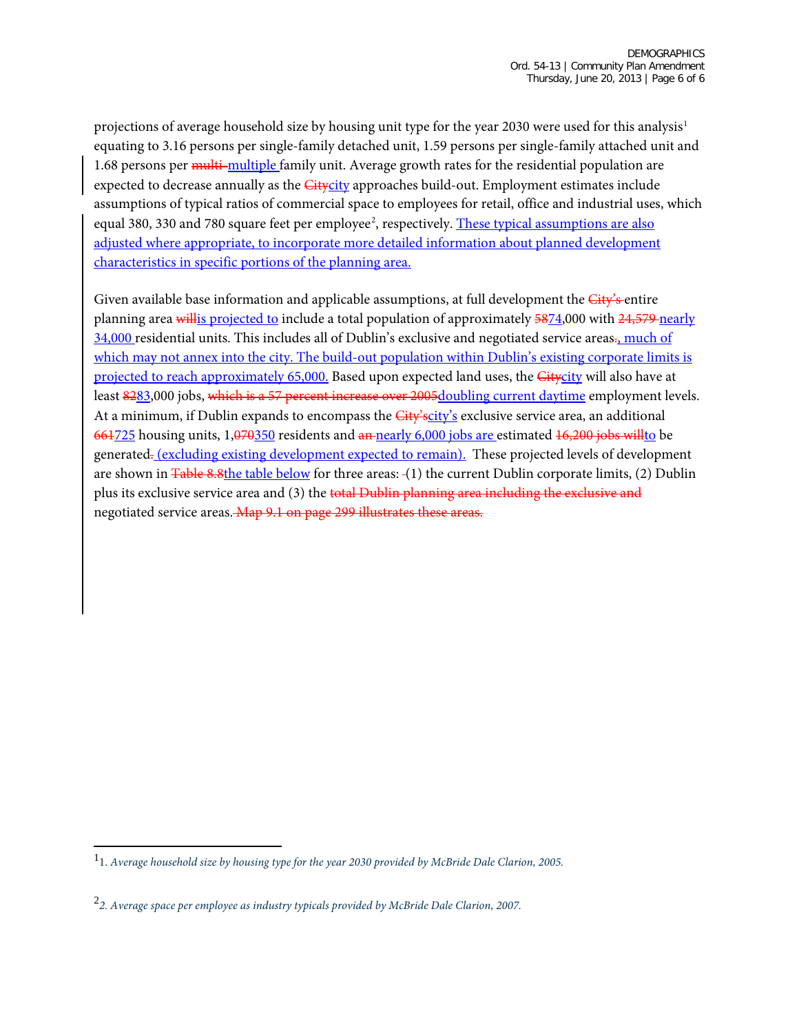projections of average household size by housing unit type for the year 2030 were used for this analysis[1] equating to 3.16 persons per single-family detached unit, 1.59 persons per single-family attached unit and 1.68 persons per ~~multi-~~<u>multiple</u> family unit. Average growth rates for the residential population are expected to decrease annually as the ~~City~~<u>city</u> approaches build-out. Employment estimates include assumptions of typical ratios of commercial space to employees for retail, office and industrial uses, which equal 380, 330 and 780 square feet per employee[2], respectively. <u>These typical assumptions are also adjusted where appropriate, to incorporate more detailed information about planned development characteristics in specific portions of the planning area.</u>

Given available base information and applicable assumptions, at full development the ~~City's~~ entire planning area ~~will~~<u>is projected to</u> include a total population of approximately ~~58~~<u>74</u>,000 with ~~24,579~~ <u>nearly 34,000</u> residential units. This includes all of Dublin's exclusive and negotiated service areas~~.~~<u>, much of which may not annex into the city. The build-out population within Dublin's existing corporate limits is projected to reach approximately 65,000.</u> Based upon expected land uses, the ~~City~~<u>city</u> will also have at least ~~82~~<u>83</u>,000 jobs, ~~which is a 57 percent increase over 2005~~<u>doubling current daytime</u> employment levels. At a minimum, if Dublin expands to encompass the ~~City's~~<u>city's</u> exclusive service area, an additional ~~661~~<u>725</u> housing units, 1,~~070~~<u>350</u> residents and ~~an~~ <u>nearly 6,000 jobs are</u> estimated ~~16,200 jobs will~~<u>to</u> be generated~~.~~<u>. (excluding existing development expected to remain).</u> These projected levels of development are shown in ~~Table 8.8~~<u>the table below</u> for three areas: (1) the current Dublin corporate limits, (2) Dublin plus its exclusive service area and (3) the ~~total Dublin planning area including the exclusive and~~ negotiated service areas. ~~Map 9.1 on page 299 illustrates these areas.~~

---

[1] 1. *Average household size by housing type for the year 2030 provided by McBride Dale Clarion, 2005.*

[2] *2. Average space per employee as industry typicals provided by McBride Dale Clarion, 2007.*